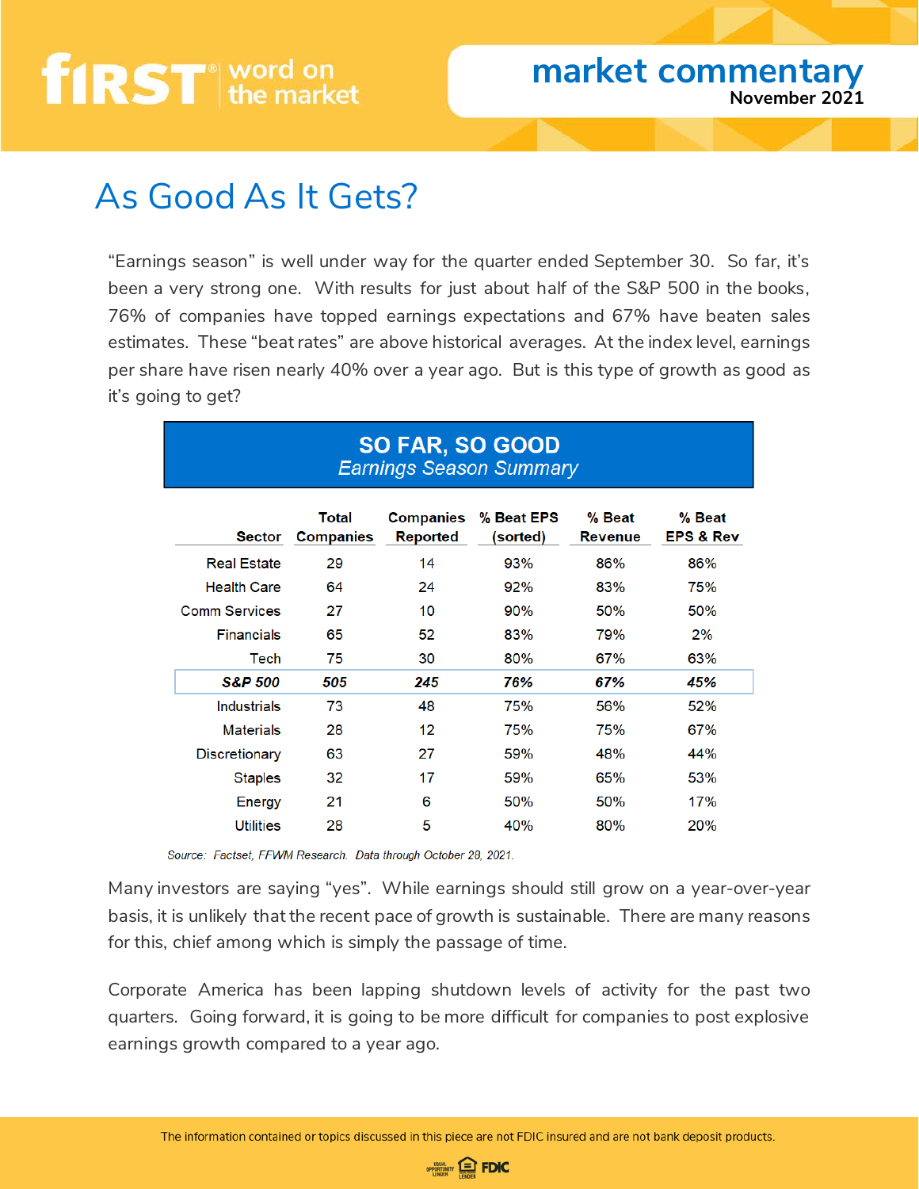# As Good As It Gets?

"Earnings season" is well under way for the quarter ended September 30. So far, it's been a very strong one. With results for just about half of the S&P 500 in the books, 76% of companies have topped earnings expectations and 67% have beaten sales estimates. These "beat rates" are above historical averages. At the index level, earnings per share have risen nearly 40% over a year ago. But is this type of growth as good as it's going to get?

**SO FAR, SO GOOD**
*Earnings Season Summary*

| Sector | Total Companies | Companies Reported | % Beat EPS (sorted) | % Beat Revenue | % Beat EPS & Rev |
|---|---|---|---|---|---|
| Real Estate | 29 | 14 | 93% | 86% | 86% |
| Health Care | 64 | 24 | 92% | 83% | 75% |
| Comm Services | 27 | 10 | 90% | 50% | 50% |
| Financials | 65 | 52 | 83% | 79% | 2% |
| Tech | 75 | 30 | 80% | 67% | 63% |
| ***S&P 500*** | ***505*** | ***245*** | ***76%*** | ***67%*** | ***45%*** |
| Industrials | 73 | 48 | 75% | 56% | 52% |
| Materials | 28 | 12 | 75% | 75% | 67% |
| Discretionary | 63 | 27 | 59% | 48% | 44% |
| Staples | 32 | 17 | 59% | 65% | 53% |
| Energy | 21 | 6 | 50% | 50% | 17% |
| Utilities | 28 | 5 | 40% | 80% | 20% |

*Source: Factset, FFWM Research. Data through October 28, 2021.*

Many investors are saying "yes". While earnings should still grow on a year-over-year basis, it is unlikely that the recent pace of growth is sustainable. There are many reasons for this, chief among which is simply the passage of time.

Corporate America has been lapping shutdown levels of activity for the past two quarters. Going forward, it is going to be more difficult for companies to post explosive earnings growth compared to a year ago.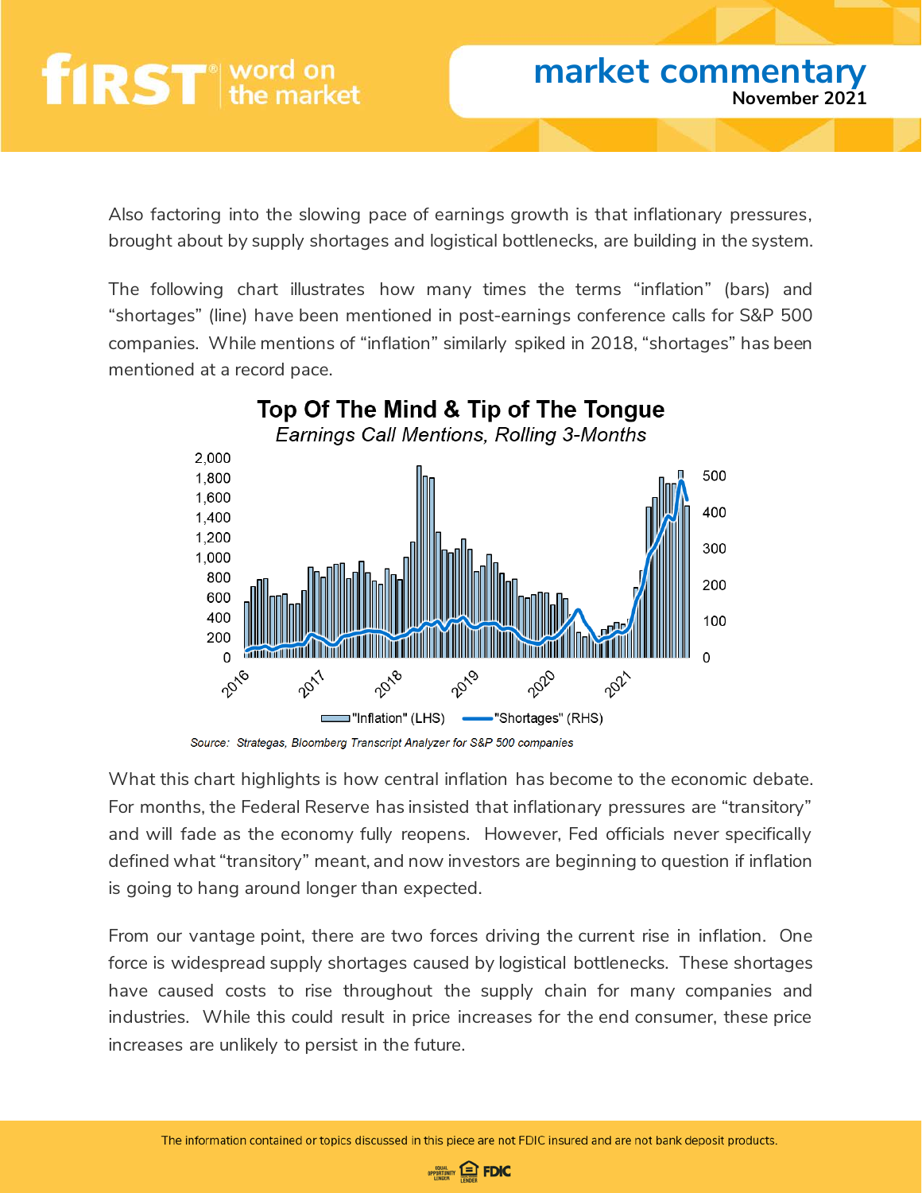Also factoring into the slowing pace of earnings growth is that inflationary pressures, brought about by supply shortages and logistical bottlenecks, are building in the system.

The following chart illustrates how many times the terms "inflation" (bars) and "shortages" (line) have been mentioned in post-earnings conference calls for S&P 500 companies. While mentions of "inflation" similarly spiked in 2018, "shortages" has been mentioned at a record pace.

**Top Of The Mind & Tip of The Tongue**

*Earnings Call Mentions, Rolling 3-Months*

2,000
1,800
1,600
1,400
1,200
1,000
800
600
400
200
0

500
400
300
200
100
0

2016
2017
2018
2019
2020
2021

"Inflation" (LHS)
"Shortages" (RHS)

*Source: Strategas, Bloomberg Transcript Analyzer for S&P 500 companies*

What this chart highlights is how central inflation has become to the economic debate. For months, the Federal Reserve has insisted that inflationary pressures are "transitory" and will fade as the economy fully reopens. However, Fed officials never specifically defined what "transitory" meant, and now investors are beginning to question if inflation is going to hang around longer than expected.

From our vantage point, there are two forces driving the current rise in inflation. One force is widespread supply shortages caused by logistical bottlenecks. These shortages have caused costs to rise throughout the supply chain for many companies and industries. While this could result in price increases for the end consumer, these price increases are unlikely to persist in the future.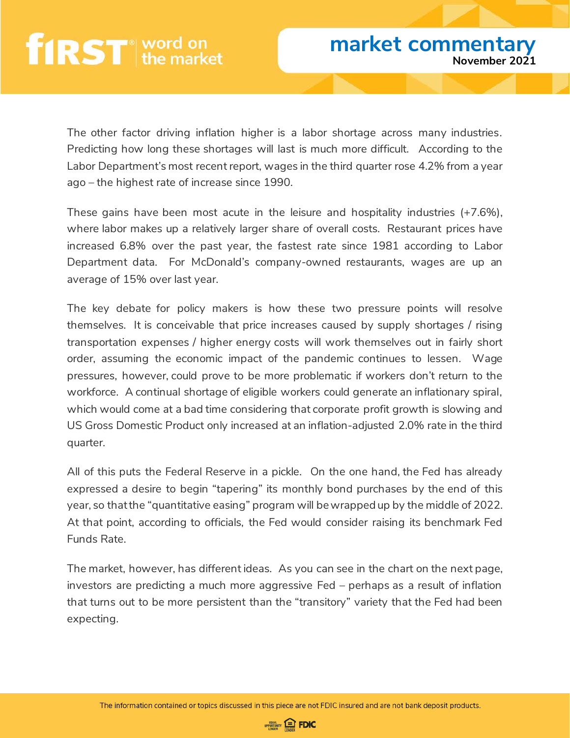The other factor driving inflation higher is a labor shortage across many industries. Predicting how long these shortages will last is much more difficult. According to the Labor Department's most recent report, wages in the third quarter rose 4.2% from a year ago – the highest rate of increase since 1990.

These gains have been most acute in the leisure and hospitality industries (+7.6%), where labor makes up a relatively larger share of overall costs. Restaurant prices have increased 6.8% over the past year, the fastest rate since 1981 according to Labor Department data. For McDonald's company-owned restaurants, wages are up an average of 15% over last year.

The key debate for policy makers is how these two pressure points will resolve themselves. It is conceivable that price increases caused by supply shortages / rising transportation expenses / higher energy costs will work themselves out in fairly short order, assuming the economic impact of the pandemic continues to lessen. Wage pressures, however, could prove to be more problematic if workers don't return to the workforce. A continual shortage of eligible workers could generate an inflationary spiral, which would come at a bad time considering that corporate profit growth is slowing and US Gross Domestic Product only increased at an inflation-adjusted 2.0% rate in the third quarter.

All of this puts the Federal Reserve in a pickle. On the one hand, the Fed has already expressed a desire to begin "tapering" its monthly bond purchases by the end of this year, so that the "quantitative easing" program will be wrapped up by the middle of 2022. At that point, according to officials, the Fed would consider raising its benchmark Fed Funds Rate.

The market, however, has different ideas. As you can see in the chart on the next page, investors are predicting a much more aggressive Fed – perhaps as a result of inflation that turns out to be more persistent than the "transitory" variety that the Fed had been expecting.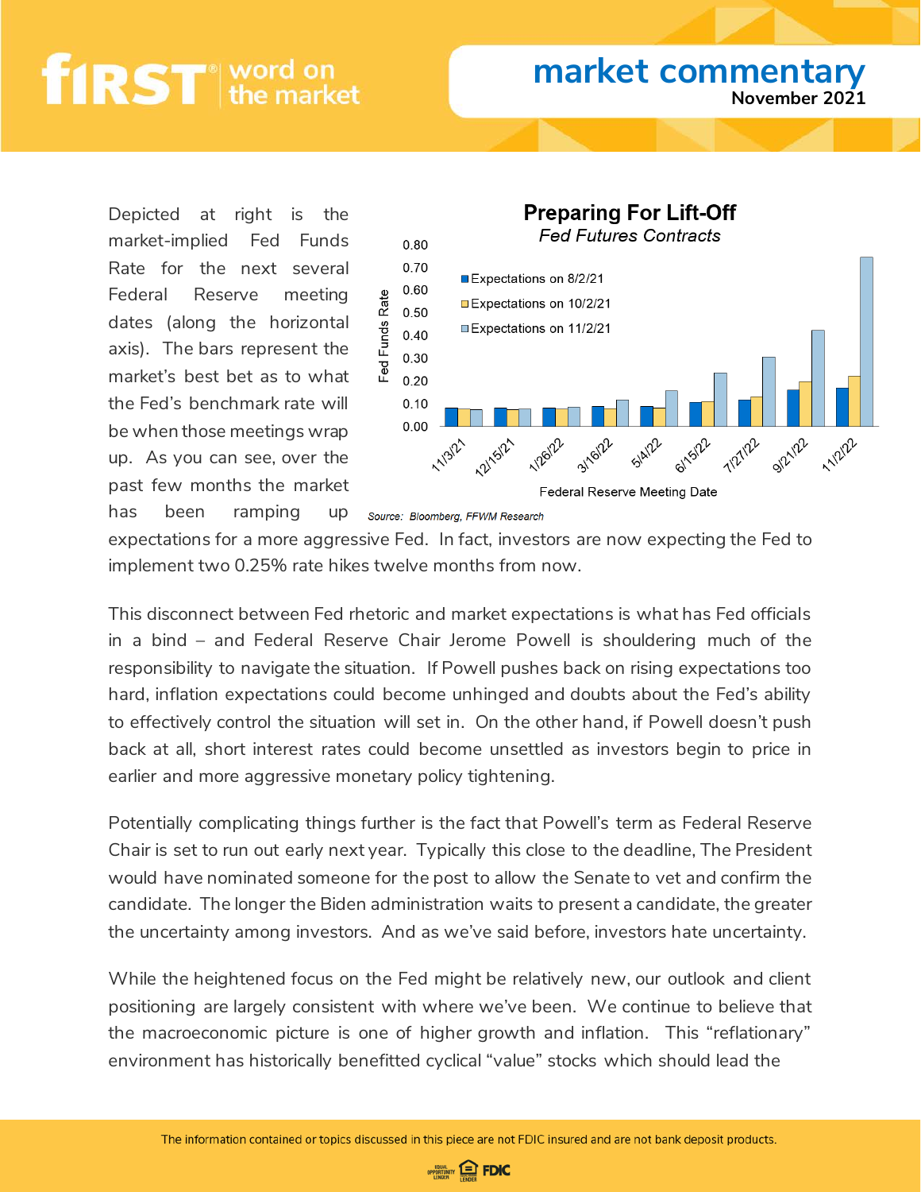# fIRST word on the market

## market commentary

November 2021

Depicted at right is the market-implied Fed Funds Rate for the next several Federal Reserve meeting dates (along the horizontal axis). The bars represent the market's best bet as to what the Fed's benchmark rate will be when those meetings wrap up. As you can see, over the past few months the market has been ramping up expectations for a more aggressive Fed. In fact, investors are now expecting the Fed to implement two 0.25% rate hikes twelve months from now.

**Preparing For Lift-Off**

*Fed Futures Contracts*

Expectations on 8/2/21
Expectations on 10/2/21
Expectations on 11/2/21

Fed Funds Rate
0.80
0.70
0.60
0.50
0.40
0.30
0.20
0.10
0.00

11/3/21
12/15/21
1/26/22
3/16/22
5/4/22
6/15/22
7/27/22
9/21/22
11/2/22

Federal Reserve Meeting Date

*Source: Bloomberg, FFWM Research*

This disconnect between Fed rhetoric and market expectations is what has Fed officials in a bind – and Federal Reserve Chair Jerome Powell is shouldering much of the responsibility to navigate the situation. If Powell pushes back on rising expectations too hard, inflation expectations could become unhinged and doubts about the Fed's ability to effectively control the situation will set in. On the other hand, if Powell doesn't push back at all, short interest rates could become unsettled as investors begin to price in earlier and more aggressive monetary policy tightening.

Potentially complicating things further is the fact that Powell's term as Federal Reserve Chair is set to run out early next year. Typically this close to the deadline, The President would have nominated someone for the post to allow the Senate to vet and confirm the candidate. The longer the Biden administration waits to present a candidate, the greater the uncertainty among investors. And as we've said before, investors hate uncertainty.

While the heightened focus on the Fed might be relatively new, our outlook and client positioning are largely consistent with where we've been. We continue to believe that the macroeconomic picture is one of higher growth and inflation. This "reflationary" environment has historically benefitted cyclical "value" stocks which should lead the

The information contained or topics discussed in this piece are not FDIC insured and are not bank deposit products.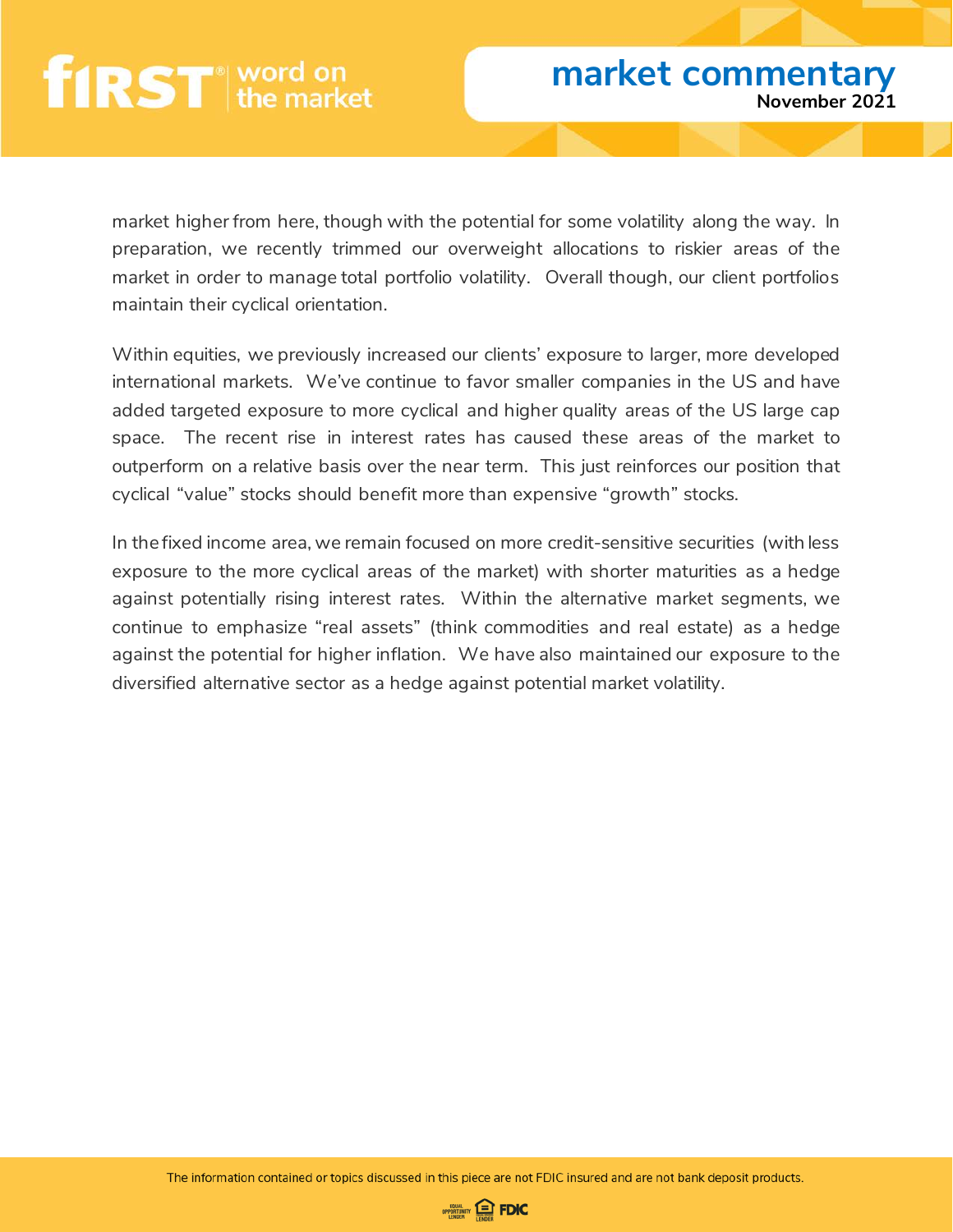market higher from here, though with the potential for some volatility along the way. In preparation, we recently trimmed our overweight allocations to riskier areas of the market in order to manage total portfolio volatility. Overall though, our client portfolios maintain their cyclical orientation.

Within equities, we previously increased our clients' exposure to larger, more developed international markets. We've continue to favor smaller companies in the US and have added targeted exposure to more cyclical and higher quality areas of the US large cap space. The recent rise in interest rates has caused these areas of the market to outperform on a relative basis over the near term. This just reinforces our position that cyclical "value" stocks should benefit more than expensive "growth" stocks.

In the fixed income area, we remain focused on more credit-sensitive securities (with less exposure to the more cyclical areas of the market) with shorter maturities as a hedge against potentially rising interest rates. Within the alternative market segments, we continue to emphasize "real assets" (think commodities and real estate) as a hedge against the potential for higher inflation. We have also maintained our exposure to the diversified alternative sector as a hedge against potential market volatility.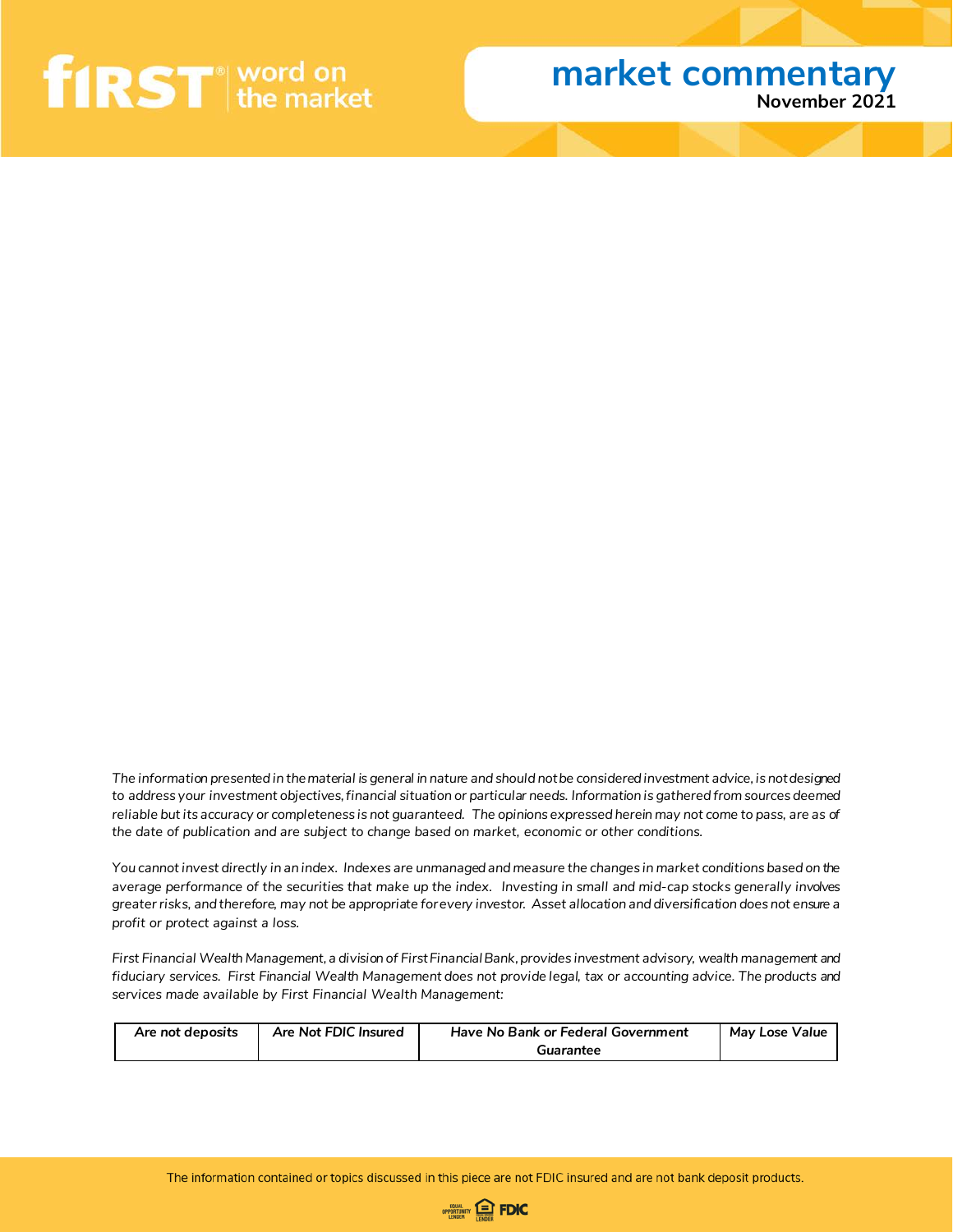*The information presented in the material is general in nature and should not be considered investment advice, is not designed to address your investment objectives, financial situation or particular needs. Information is gathered from sources deemed reliable but its accuracy or completeness is not guaranteed. The opinions expressed herein may not come to pass, are as of the date of publication and are subject to change based on market, economic or other conditions.*

*You cannot invest directly in an index. Indexes are unmanaged and measure the changes in market conditions based on the average performance of the securities that make up the index. Investing in small and mid-cap stocks generally involves greater risks, and therefore, may not be appropriate for every investor. Asset allocation and diversification does not ensure a profit or protect against a loss.*

*First Financial Wealth Management, a division of First Financial Bank, provides investment advisory, wealth management and fiduciary services. First Financial Wealth Management does not provide legal, tax or accounting advice. The products and services made available by First Financial Wealth Management:*

| | | | |
|---|---|---|---|
| ***Are not deposits*** | ***Are Not FDIC Insured*** | ***Have No Bank or Federal Government Guarantee*** | ***May Lose Value*** |

The information contained or topics discussed in this piece are not FDIC insured and are not bank deposit products.